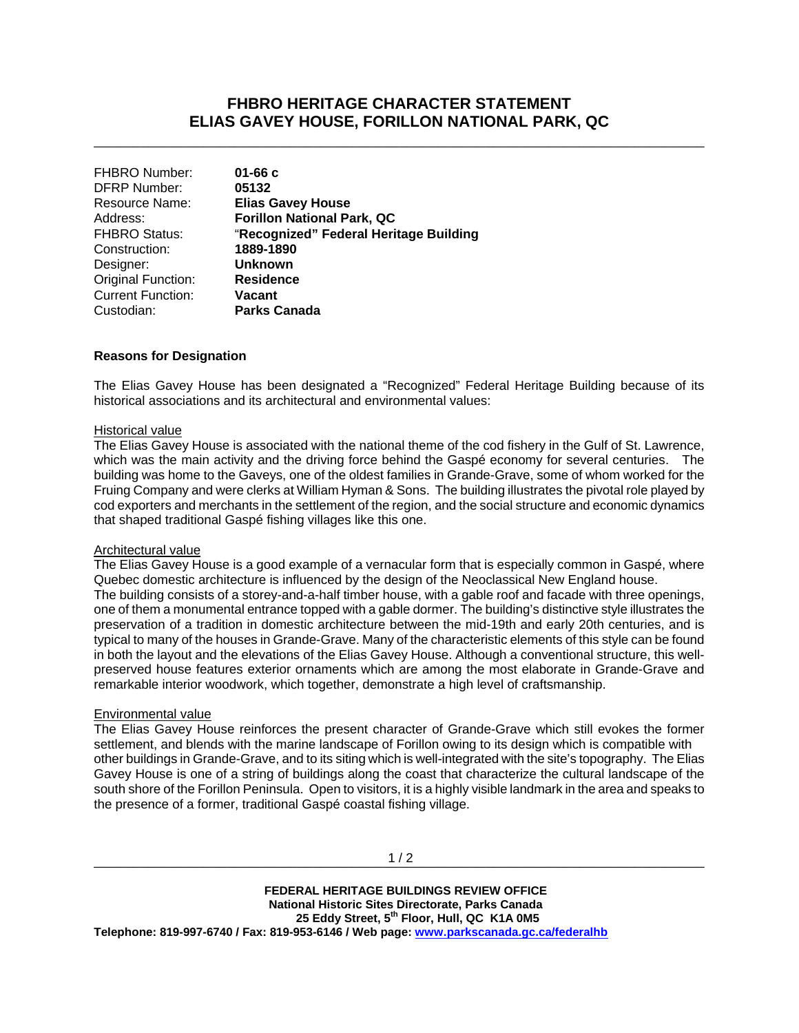# FHBRO HERITAGE CHARACTER STATEMENT
# ELIAS GAVEY HOUSE, FORILLON NATIONAL PARK, QC

| | |
|---|---|
| FHBRO Number: | **01-66 c** |
| DFRP Number: | **05132** |
| Resource Name: | **Elias Gavey House** |
| Address: | **Forillon National Park, QC** |
| FHBRO Status: | "**Recognized" Federal Heritage Building** |
| Construction: | **1889-1890** |
| Designer: | **Unknown** |
| Original Function: | **Residence** |
| Current Function: | **Vacant** |
| Custodian: | **Parks Canada** |

### Reasons for Designation

The Elias Gavey House has been designated a "Recognized" Federal Heritage Building because of its historical associations and its architectural and environmental values:

Historical value

The Elias Gavey House is associated with the national theme of the cod fishery in the Gulf of St. Lawrence, which was the main activity and the driving force behind the Gaspé economy for several centuries. The building was home to the Gaveys, one of the oldest families in Grande-Grave, some of whom worked for the Fruing Company and were clerks at William Hyman & Sons. The building illustrates the pivotal role played by cod exporters and merchants in the settlement of the region, and the social structure and economic dynamics that shaped traditional Gaspé fishing villages like this one.

Architectural value

The Elias Gavey House is a good example of a vernacular form that is especially common in Gaspé, where Quebec domestic architecture is influenced by the design of the Neoclassical New England house.
The building consists of a storey-and-a-half timber house, with a gable roof and facade with three openings, one of them a monumental entrance topped with a gable dormer. The building's distinctive style illustrates the preservation of a tradition in domestic architecture between the mid-19th and early 20th centuries, and is typical to many of the houses in Grande-Grave. Many of the characteristic elements of this style can be found in both the layout and the elevations of the Elias Gavey House. Although a conventional structure, this well-preserved house features exterior ornaments which are among the most elaborate in Grande-Grave and remarkable interior woodwork, which together, demonstrate a high level of craftsmanship.

Environmental value

The Elias Gavey House reinforces the present character of Grande-Grave which still evokes the former settlement, and blends with the marine landscape of Forillon owing to its design which is compatible with other buildings in Grande-Grave, and to its siting which is well-integrated with the site's topography. The Elias Gavey House is one of a string of buildings along the coast that characterize the cultural landscape of the south shore of the Forillon Peninsula. Open to visitors, it is a highly visible landmark in the area and speaks to the presence of a former, traditional Gaspé coastal fishing village.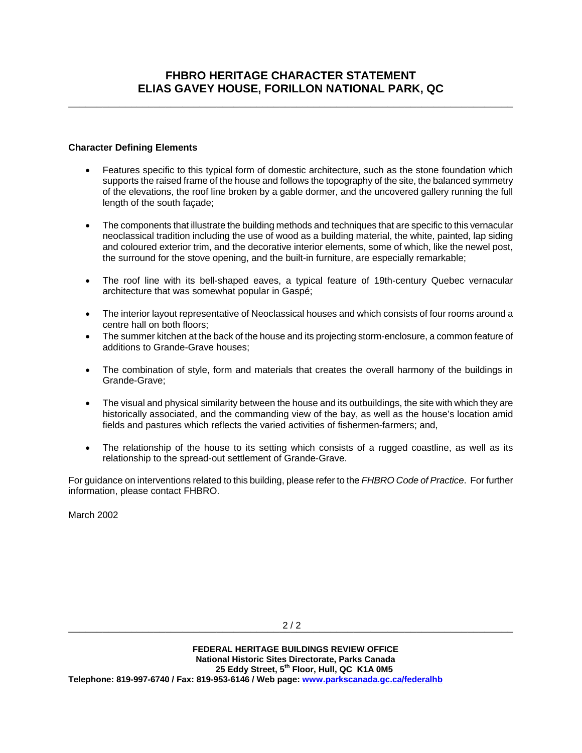**Character Defining Elements**

- Features specific to this typical form of domestic architecture, such as the stone foundation which supports the raised frame of the house and follows the topography of the site, the balanced symmetry of the elevations, the roof line broken by a gable dormer, and the uncovered gallery running the full length of the south façade;

- The components that illustrate the building methods and techniques that are specific to this vernacular neoclassical tradition including the use of wood as a building material, the white, painted, lap siding and coloured exterior trim, and the decorative interior elements, some of which, like the newel post, the surround for the stove opening, and the built-in furniture, are especially remarkable;

- The roof line with its bell-shaped eaves, a typical feature of 19th-century Quebec vernacular architecture that was somewhat popular in Gaspé;

- The interior layout representative of Neoclassical houses and which consists of four rooms around a centre hall on both floors;
- The summer kitchen at the back of the house and its projecting storm-enclosure, a common feature of additions to Grande-Grave houses;

- The combination of style, form and materials that creates the overall harmony of the buildings in Grande-Grave;

- The visual and physical similarity between the house and its outbuildings, the site with which they are historically associated, and the commanding view of the bay, as well as the house's location amid fields and pastures which reflects the varied activities of fishermen-farmers; and,

- The relationship of the house to its setting which consists of a rugged coastline, as well as its relationship to the spread-out settlement of Grande-Grave.

For guidance on interventions related to this building, please refer to the *FHBRO Code of Practice*. For further information, please contact FHBRO.

March 2002